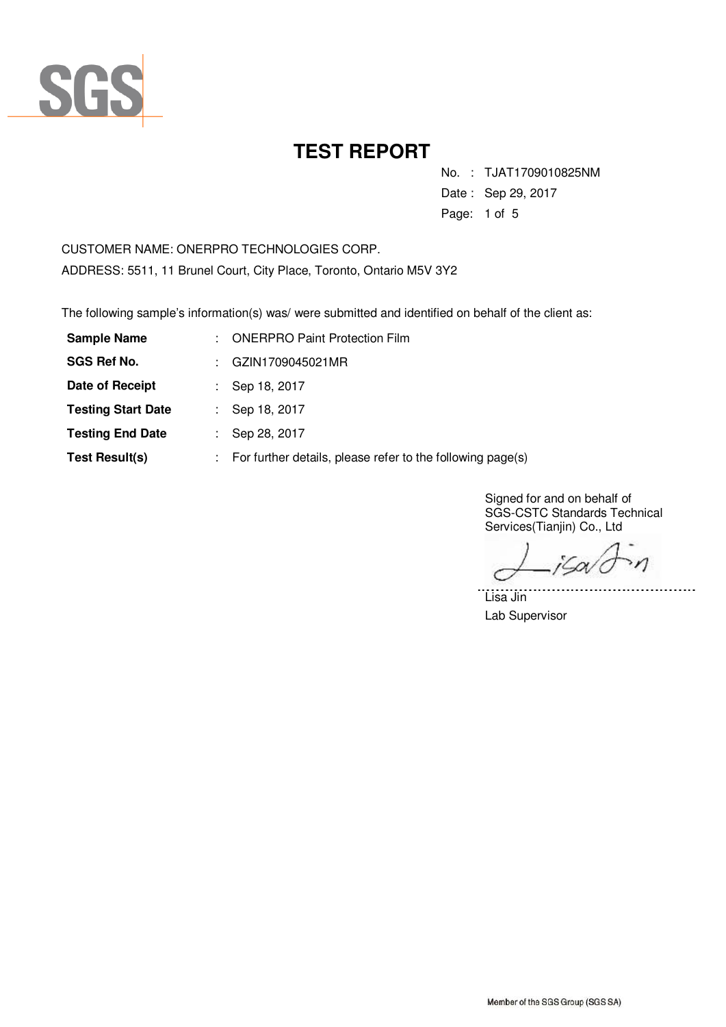SGS

# TEST REPORT

No. : TJAT1709010825NM
Date : Sep 29, 2017

CUSTOMER NAME: ONERPRO TECHNOLOGIES CORP.
ADDRESS: 5511, 11 Brunel Court, City Place, Toronto, Ontario M5V 3Y2

The following sample's information(s) was/ were submitted and identified on behalf of the client as:

| | | |
|---|---|---|
| **Sample Name** | : | ONERPRO Paint Protection Film |
| **SGS Ref No.** | : | GZIN1709045021MR |
| **Date of Receipt** | : | Sep 18, 2017 |
| **Testing Start Date** | : | Sep 18, 2017 |
| **Testing End Date** | : | Sep 28, 2017 |
| **Test Result(s)** | : | For further details, please refer to the following page(s) |

Signed for and on behalf of
SGS-CSTC Standards Technical
Services(Tianjin) Co., Ltd

Lisa Jin
Lab Supervisor

Member of the SGS Group (SGS SA)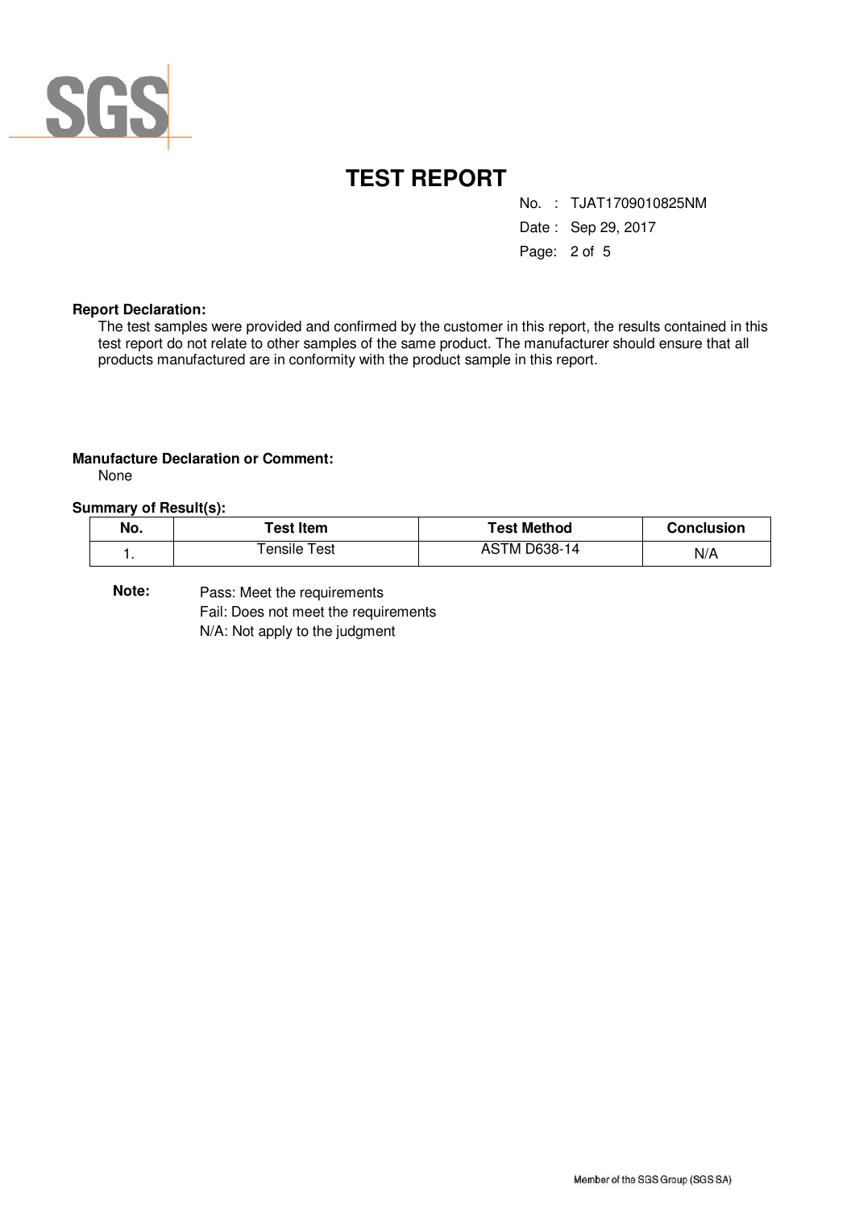# TEST REPORT

No. : TJAT1709010825NM

Date : Sep 29, 2017

**Report Declaration:**

The test samples were provided and confirmed by the customer in this report, the results contained in this test report do not relate to other samples of the same product. The manufacturer should ensure that all products manufactured are in conformity with the product sample in this report.

**Manufacture Declaration or Comment:**

None

**Summary of Result(s):**

| No. | Test Item | Test Method | Conclusion |
|---|---|---|---|
| 1. | Tensile Test | ASTM D638-14 | N/A |

**Note:** Pass: Meet the requirements
Fail: Does not meet the requirements
N/A: Not apply to the judgment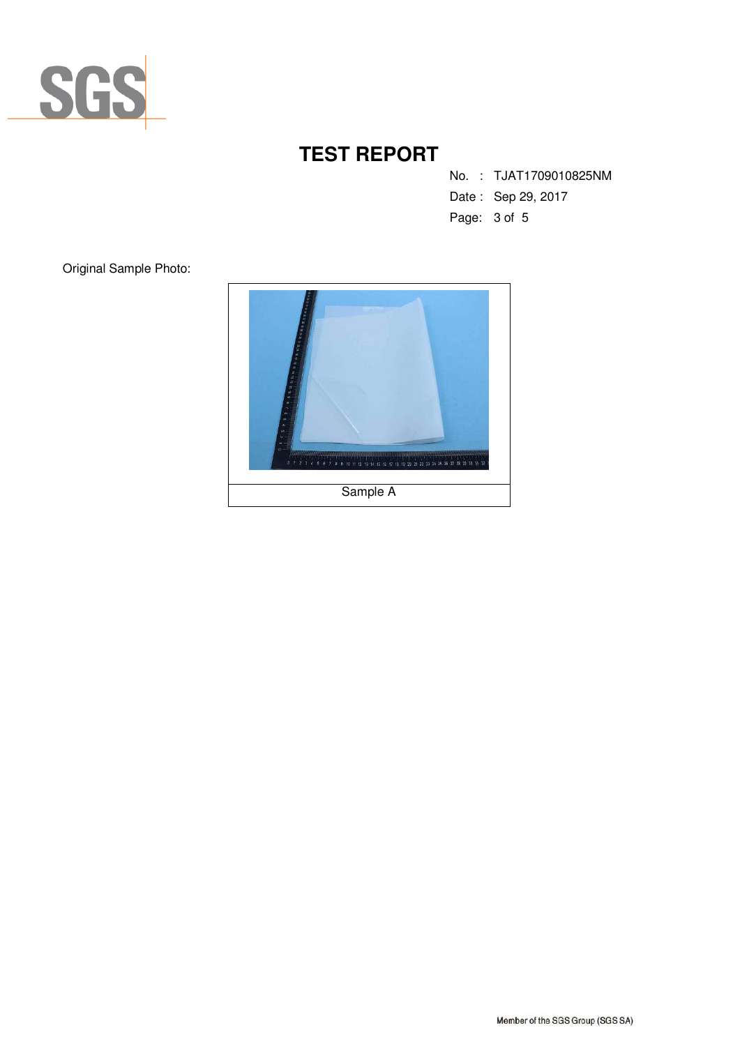# TEST REPORT

No. : TJAT1709010825NM

Date : Sep 29, 2017

Original Sample Photo:

Sample A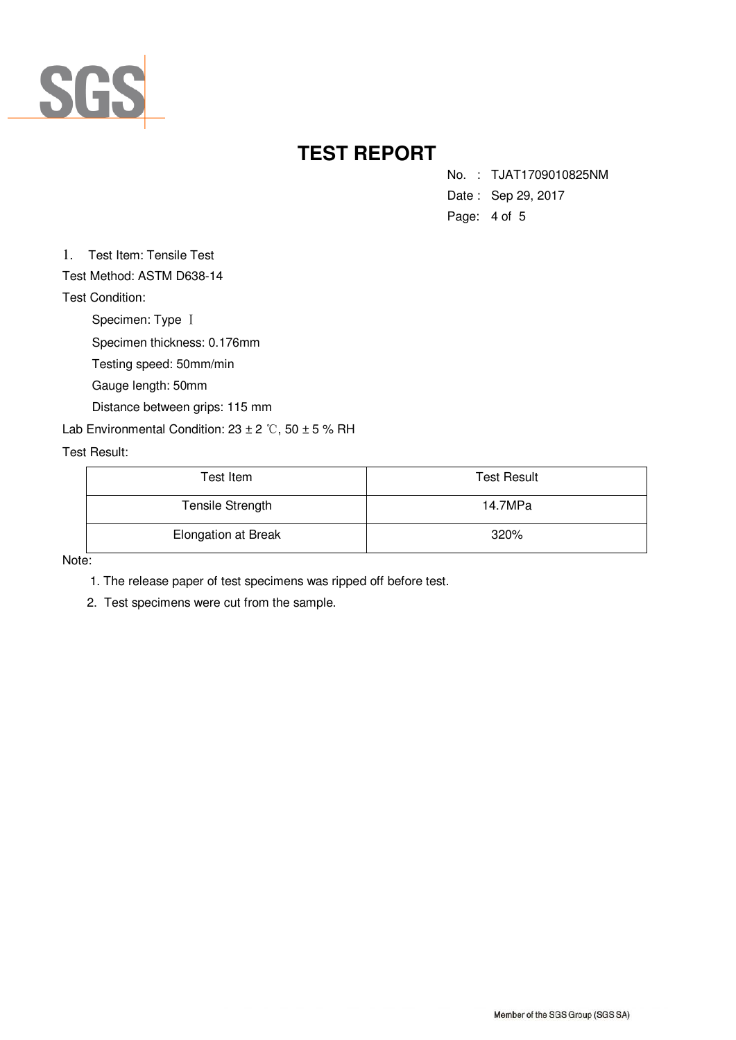# TEST REPORT

No. : TJAT1709010825NM

Date : Sep 29, 2017

1. Test Item: Tensile Test

Test Method: ASTM D638-14

Test Condition:

Specimen: Type Ⅰ

Specimen thickness: 0.176mm

Testing speed: 50mm/min

Gauge length: 50mm

Distance between grips: 115 mm

Lab Environmental Condition: 23 ± 2 ℃, 50 ± 5 % RH

Test Result:

| Test Item | Test Result |
|---|---|
| Tensile Strength | 14.7MPa |
| Elongation at Break | 320% |

Note:

1. The release paper of test specimens was ripped off before test.
2. Test specimens were cut from the sample.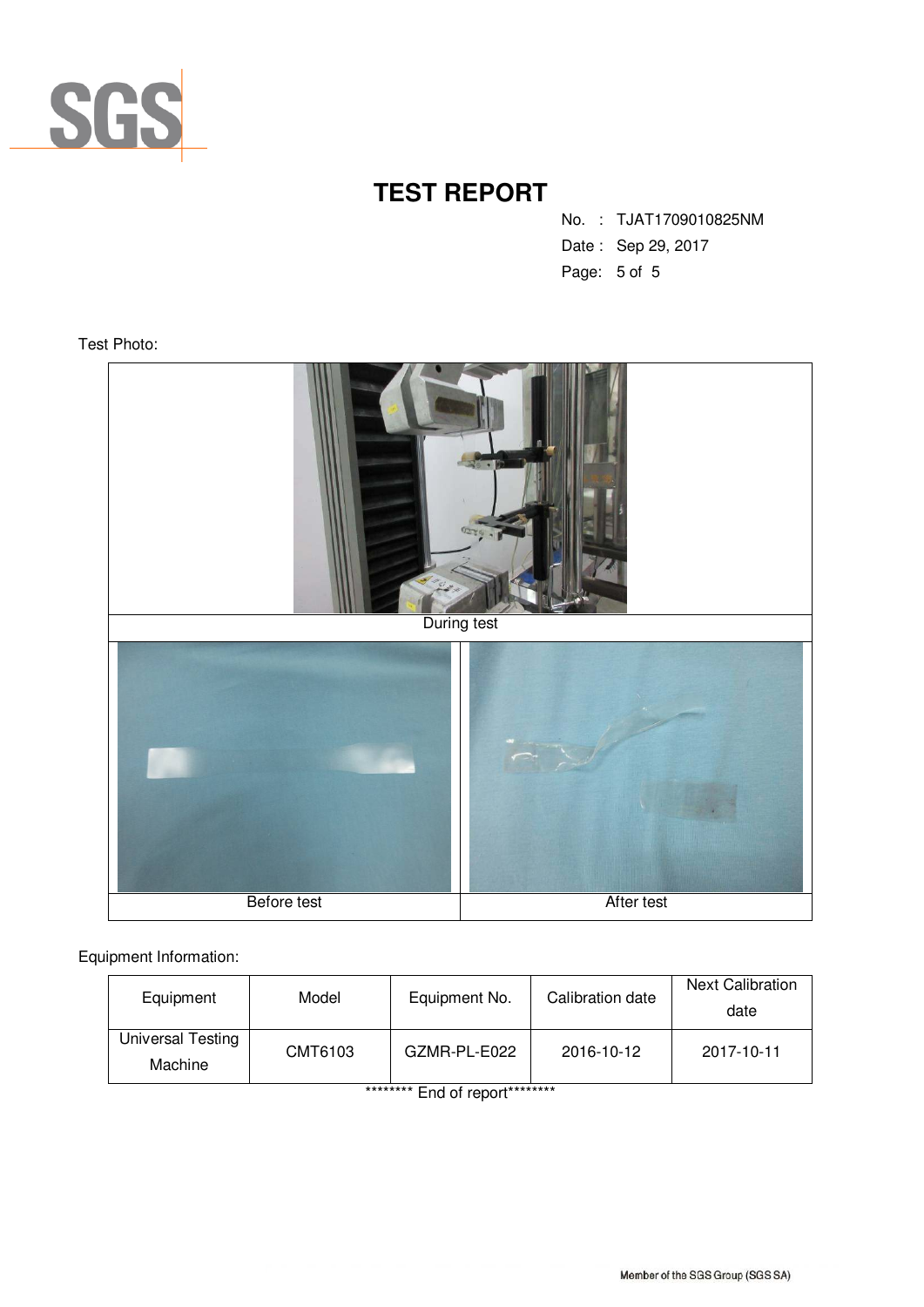# TEST REPORT

No. : TJAT1709010825NM

Date : Sep 29, 2017

Test Photo:

During test

Before test

After test

Equipment Information:

| Equipment | Model | Equipment No. | Calibration date | Next Calibration date |
|---|---|---|---|---|
| Universal Testing Machine | CMT6103 | GZMR-PL-E022 | 2016-10-12 | 2017-10-11 |

******** End of report********